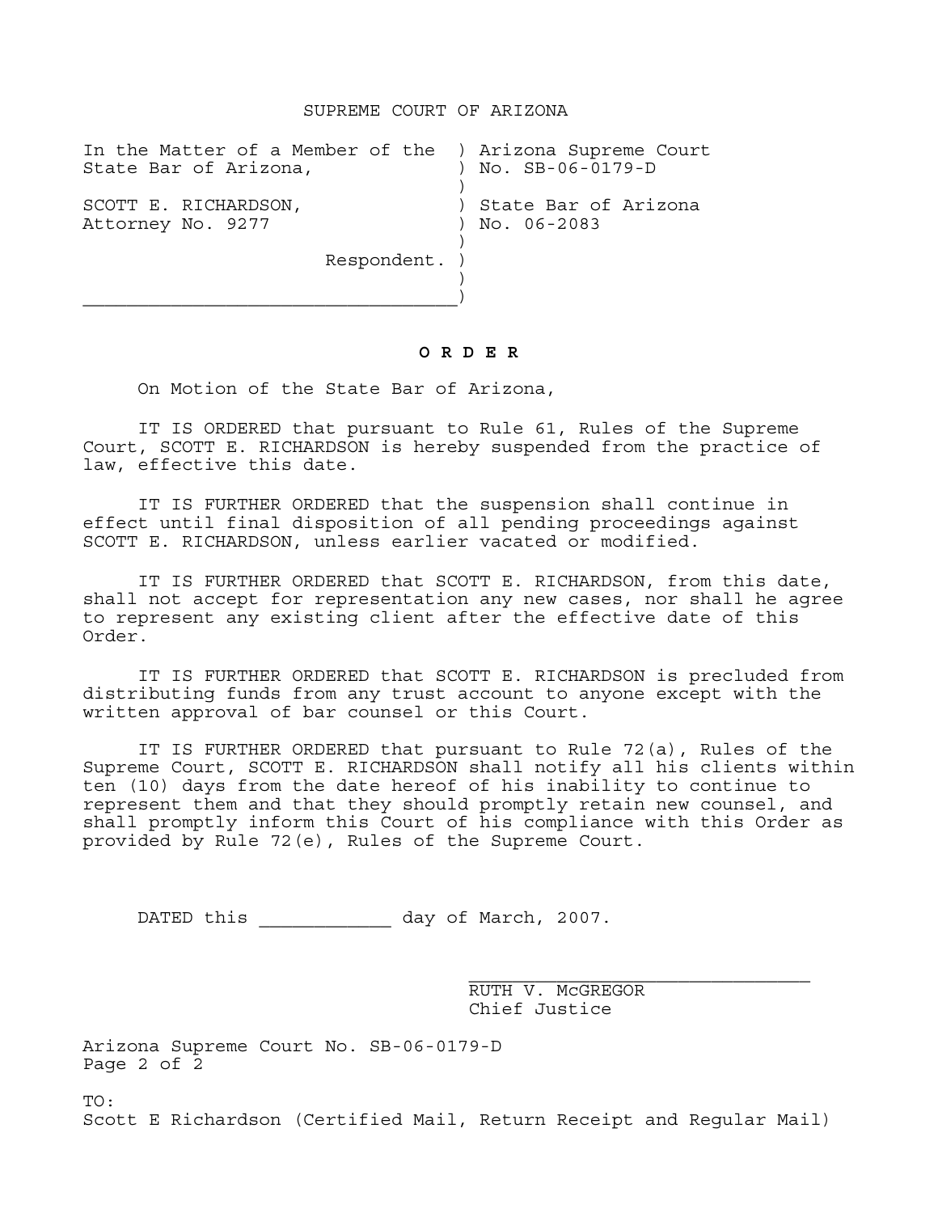# SUPREME COURT OF ARIZONA

| | |
|---|---|
| In the Matter of a Member of the State Bar of Arizona, | Arizona Supreme Court No. SB-06-0179-D |
| SCOTT E. RICHARDSON, Attorney No. 9277 | State Bar of Arizona No. 06-2083 |
| Respondent. | |

**O R D E R**

On Motion of the State Bar of Arizona,

IT IS ORDERED that pursuant to Rule 61, Rules of the Supreme Court, SCOTT E. RICHARDSON is hereby suspended from the practice of law, effective this date.

IT IS FURTHER ORDERED that the suspension shall continue in effect until final disposition of all pending proceedings against SCOTT E. RICHARDSON, unless earlier vacated or modified.

IT IS FURTHER ORDERED that SCOTT E. RICHARDSON, from this date, shall not accept for representation any new cases, nor shall he agree to represent any existing client after the effective date of this Order.

IT IS FURTHER ORDERED that SCOTT E. RICHARDSON is precluded from distributing funds from any trust account to anyone except with the written approval of bar counsel or this Court.

IT IS FURTHER ORDERED that pursuant to Rule 72(a), Rules of the Supreme Court, SCOTT E. RICHARDSON shall notify all his clients within ten (10) days from the date hereof of his inability to continue to represent them and that they should promptly retain new counsel, and shall promptly inform this Court of his compliance with this Order as provided by Rule 72(e), Rules of the Supreme Court.

DATED this ___________ day of March, 2007.

_____________________________
RUTH V. McGREGOR
Chief Justice

Arizona Supreme Court No. SB-06-0179-D

TO:
Scott E Richardson (Certified Mail, Return Receipt and Regular Mail)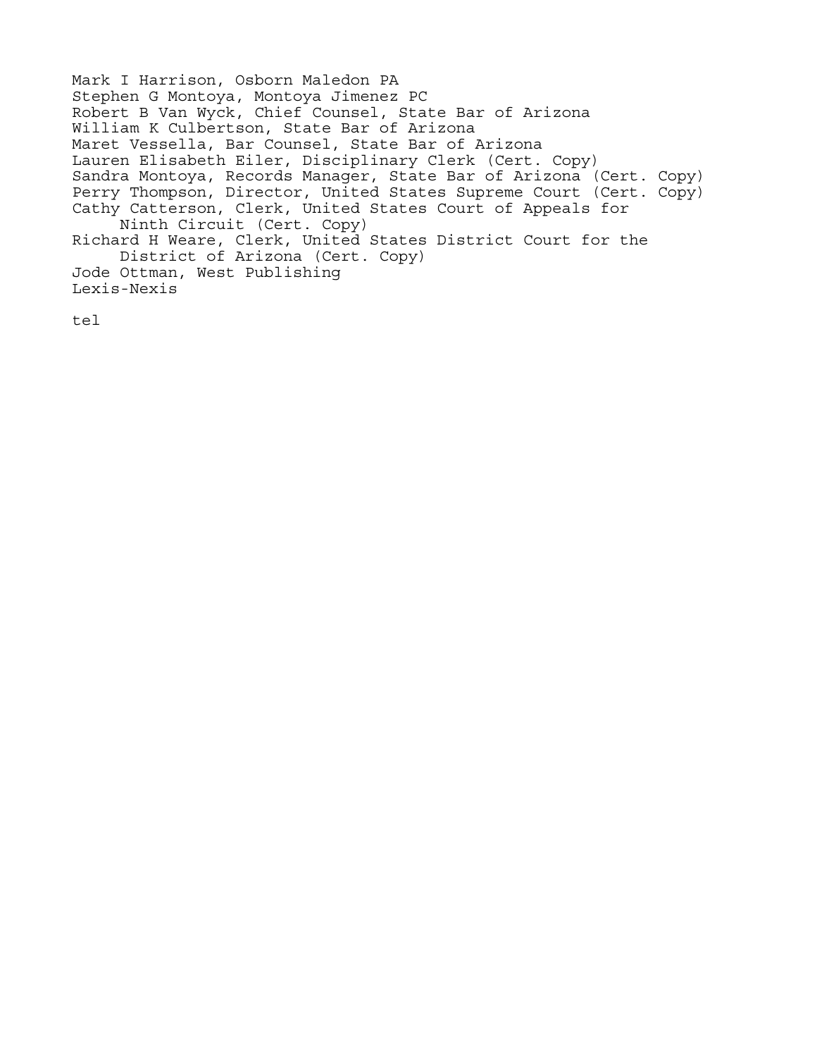Mark I Harrison, Osborn Maledon PA
Stephen G Montoya, Montoya Jimenez PC
Robert B Van Wyck, Chief Counsel, State Bar of Arizona
William K Culbertson, State Bar of Arizona
Maret Vessella, Bar Counsel, State Bar of Arizona
Lauren Elisabeth Eiler, Disciplinary Clerk (Cert. Copy)
Sandra Montoya, Records Manager, State Bar of Arizona (Cert. Copy)
Perry Thompson, Director, United States Supreme Court (Cert. Copy)
Cathy Catterson, Clerk, United States Court of Appeals for
    Ninth Circuit (Cert. Copy)
Richard H Weare, Clerk, United States District Court for the
    District of Arizona (Cert. Copy)
Jode Ottman, West Publishing
Lexis-Nexis

tel